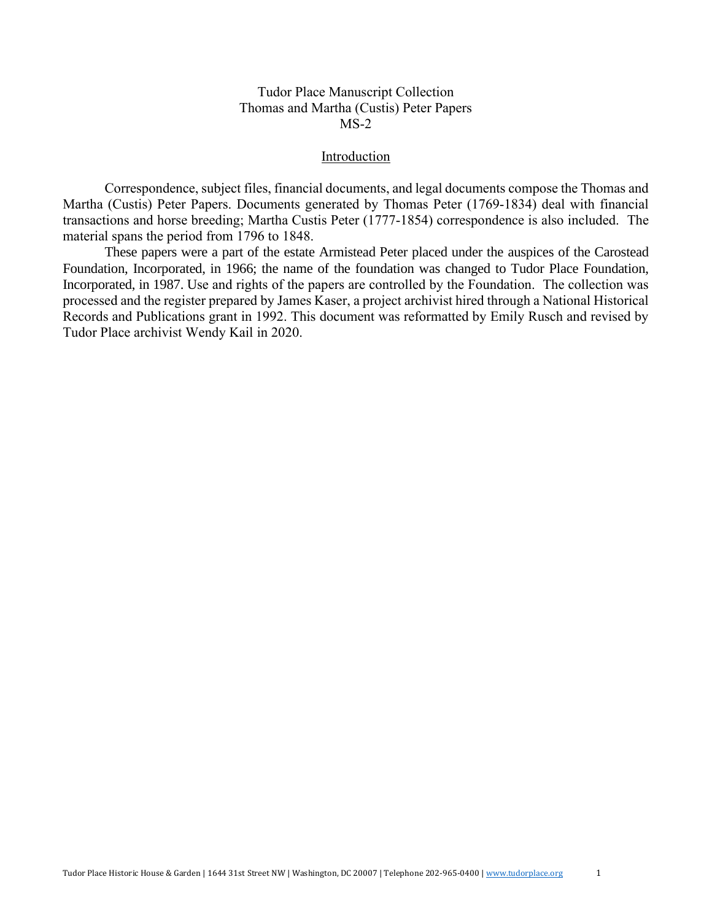# Tudor Place Manuscript Collection
# Thomas and Martha (Custis) Peter Papers
# MS-2

## Introduction

Correspondence, subject files, financial documents, and legal documents compose the Thomas and Martha (Custis) Peter Papers. Documents generated by Thomas Peter (1769-1834) deal with financial transactions and horse breeding; Martha Custis Peter (1777-1854) correspondence is also included. The material spans the period from 1796 to 1848.

These papers were a part of the estate Armistead Peter placed under the auspices of the Carostead Foundation, Incorporated, in 1966; the name of the foundation was changed to Tudor Place Foundation, Incorporated, in 1987. Use and rights of the papers are controlled by the Foundation. The collection was processed and the register prepared by James Kaser, a project archivist hired through a National Historical Records and Publications grant in 1992. This document was reformatted by Emily Rusch and revised by Tudor Place archivist Wendy Kail in 2020.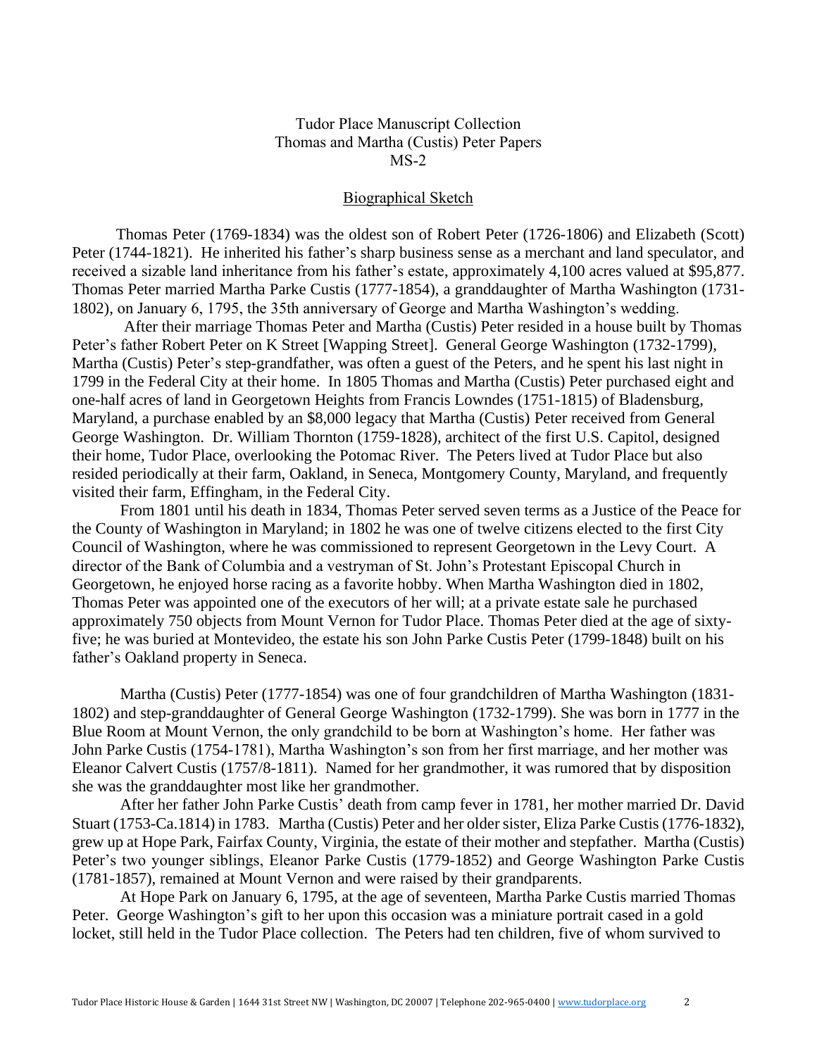Tudor Place Manuscript Collection
Thomas and Martha (Custis) Peter Papers
MS-2

## Biographical Sketch

Thomas Peter (1769-1834) was the oldest son of Robert Peter (1726-1806) and Elizabeth (Scott) Peter (1744-1821). He inherited his father's sharp business sense as a merchant and land speculator, and received a sizable land inheritance from his father's estate, approximately 4,100 acres valued at $95,877. Thomas Peter married Martha Parke Custis (1777-1854), a granddaughter of Martha Washington (1731-1802), on January 6, 1795, the 35th anniversary of George and Martha Washington's wedding.

After their marriage Thomas Peter and Martha (Custis) Peter resided in a house built by Thomas Peter's father Robert Peter on K Street [Wapping Street]. General George Washington (1732-1799), Martha (Custis) Peter's step-grandfather, was often a guest of the Peters, and he spent his last night in 1799 in the Federal City at their home. In 1805 Thomas and Martha (Custis) Peter purchased eight and one-half acres of land in Georgetown Heights from Francis Lowndes (1751-1815) of Bladensburg, Maryland, a purchase enabled by an $8,000 legacy that Martha (Custis) Peter received from General George Washington. Dr. William Thornton (1759-1828), architect of the first U.S. Capitol, designed their home, Tudor Place, overlooking the Potomac River. The Peters lived at Tudor Place but also resided periodically at their farm, Oakland, in Seneca, Montgomery County, Maryland, and frequently visited their farm, Effingham, in the Federal City.

From 1801 until his death in 1834, Thomas Peter served seven terms as a Justice of the Peace for the County of Washington in Maryland; in 1802 he was one of twelve citizens elected to the first City Council of Washington, where he was commissioned to represent Georgetown in the Levy Court. A director of the Bank of Columbia and a vestryman of St. John's Protestant Episcopal Church in Georgetown, he enjoyed horse racing as a favorite hobby. When Martha Washington died in 1802, Thomas Peter was appointed one of the executors of her will; at a private estate sale he purchased approximately 750 objects from Mount Vernon for Tudor Place. Thomas Peter died at the age of sixty-five; he was buried at Montevideo, the estate his son John Parke Custis Peter (1799-1848) built on his father's Oakland property in Seneca.

Martha (Custis) Peter (1777-1854) was one of four grandchildren of Martha Washington (1831-1802) and step-granddaughter of General George Washington (1732-1799). She was born in 1777 in the Blue Room at Mount Vernon, the only grandchild to be born at Washington's home. Her father was John Parke Custis (1754-1781), Martha Washington's son from her first marriage, and her mother was Eleanor Calvert Custis (1757/8-1811). Named for her grandmother, it was rumored that by disposition she was the granddaughter most like her grandmother.

After her father John Parke Custis' death from camp fever in 1781, her mother married Dr. David Stuart (1753-Ca.1814) in 1783. Martha (Custis) Peter and her older sister, Eliza Parke Custis (1776-1832), grew up at Hope Park, Fairfax County, Virginia, the estate of their mother and stepfather. Martha (Custis) Peter's two younger siblings, Eleanor Parke Custis (1779-1852) and George Washington Parke Custis (1781-1857), remained at Mount Vernon and were raised by their grandparents.

At Hope Park on January 6, 1795, at the age of seventeen, Martha Parke Custis married Thomas Peter. George Washington's gift to her upon this occasion was a miniature portrait cased in a gold locket, still held in the Tudor Place collection. The Peters had ten children, five of whom survived to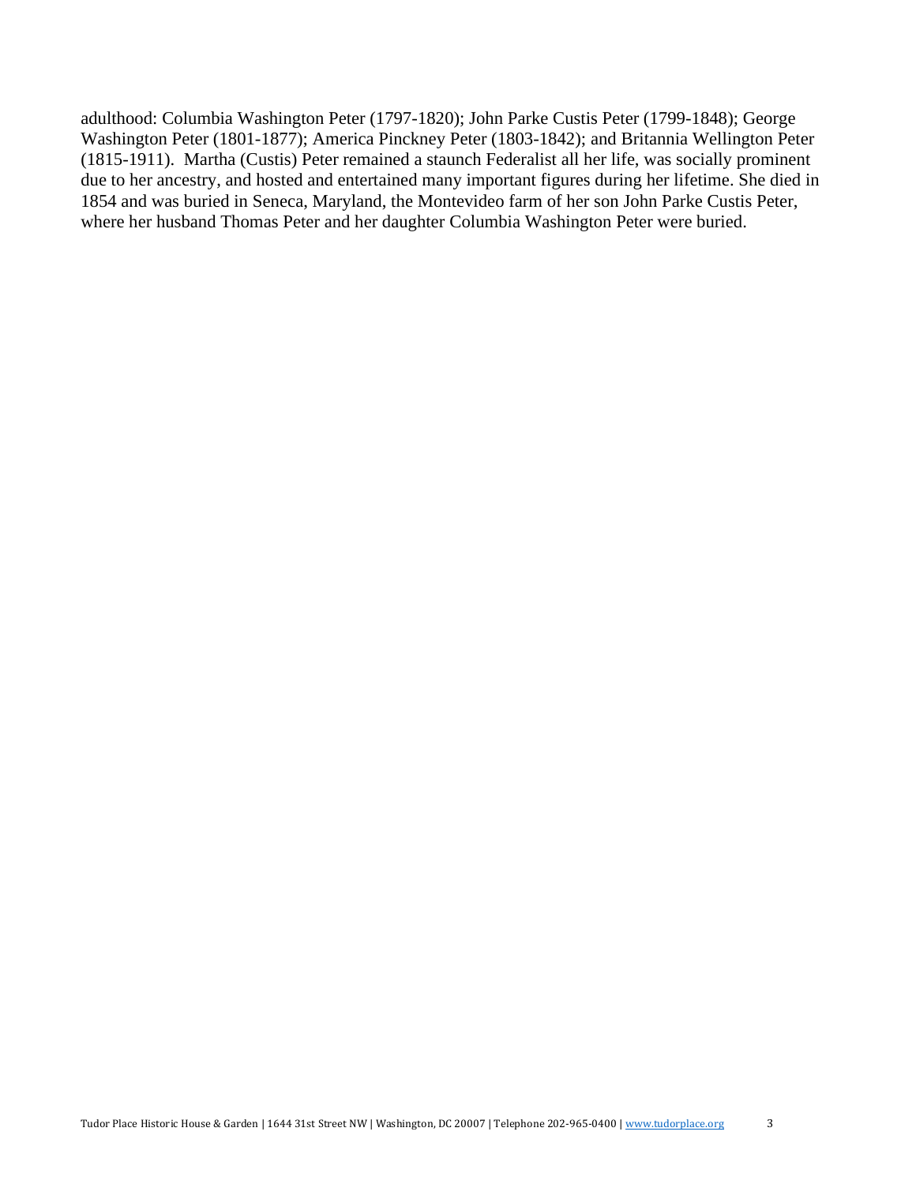adulthood: Columbia Washington Peter (1797-1820); John Parke Custis Peter (1799-1848); George Washington Peter (1801-1877); America Pinckney Peter (1803-1842); and Britannia Wellington Peter (1815-1911).  Martha (Custis) Peter remained a staunch Federalist all her life, was socially prominent due to her ancestry, and hosted and entertained many important figures during her lifetime. She died in 1854 and was buried in Seneca, Maryland, the Montevideo farm of her son John Parke Custis Peter, where her husband Thomas Peter and her daughter Columbia Washington Peter were buried.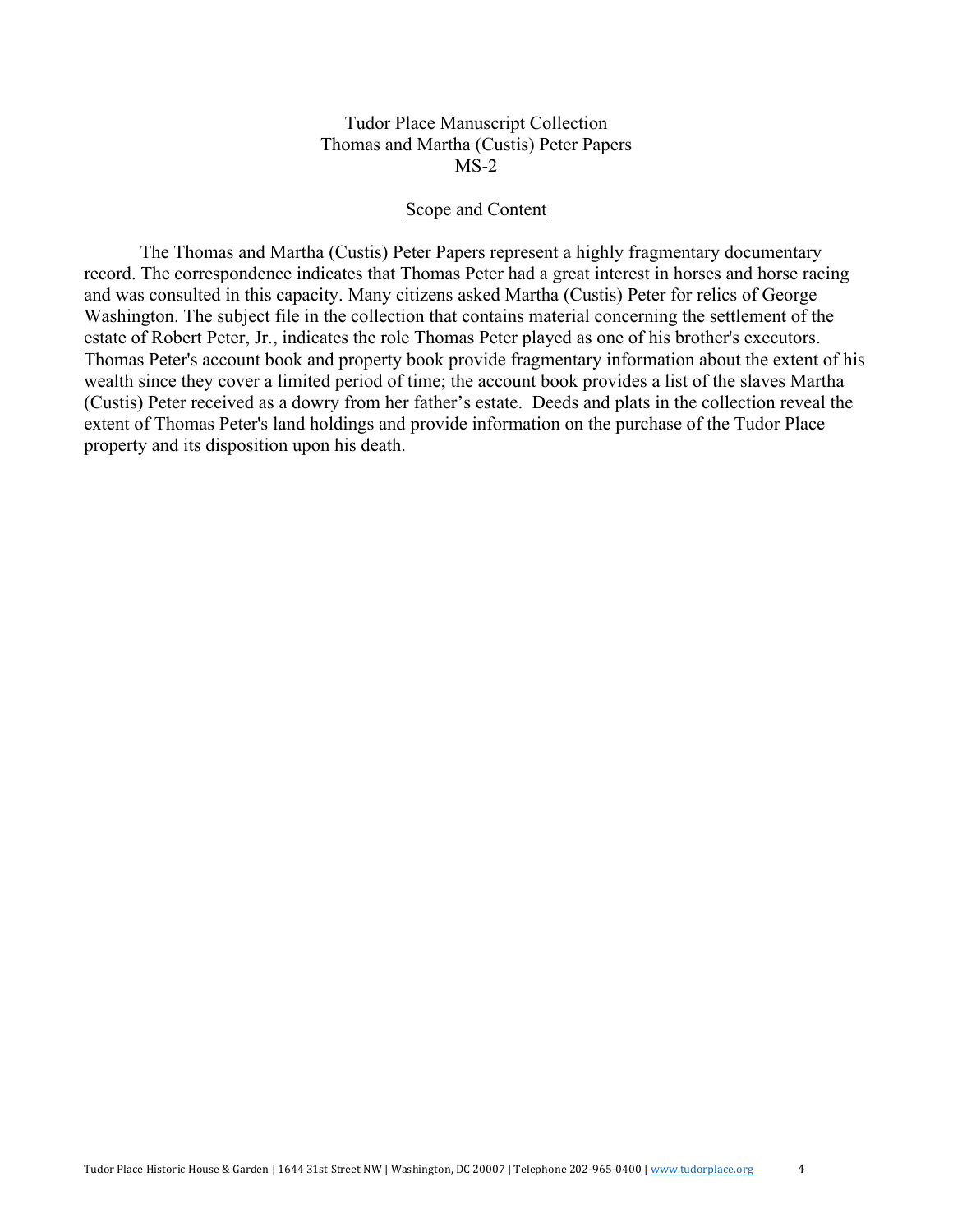Tudor Place Manuscript Collection
Thomas and Martha (Custis) Peter Papers
MS-2

## Scope and Content

The Thomas and Martha (Custis) Peter Papers represent a highly fragmentary documentary record. The correspondence indicates that Thomas Peter had a great interest in horses and horse racing and was consulted in this capacity. Many citizens asked Martha (Custis) Peter for relics of George Washington. The subject file in the collection that contains material concerning the settlement of the estate of Robert Peter, Jr., indicates the role Thomas Peter played as one of his brother's executors. Thomas Peter's account book and property book provide fragmentary information about the extent of his wealth since they cover a limited period of time; the account book provides a list of the slaves Martha (Custis) Peter received as a dowry from her father's estate. Deeds and plats in the collection reveal the extent of Thomas Peter's land holdings and provide information on the purchase of the Tudor Place property and its disposition upon his death.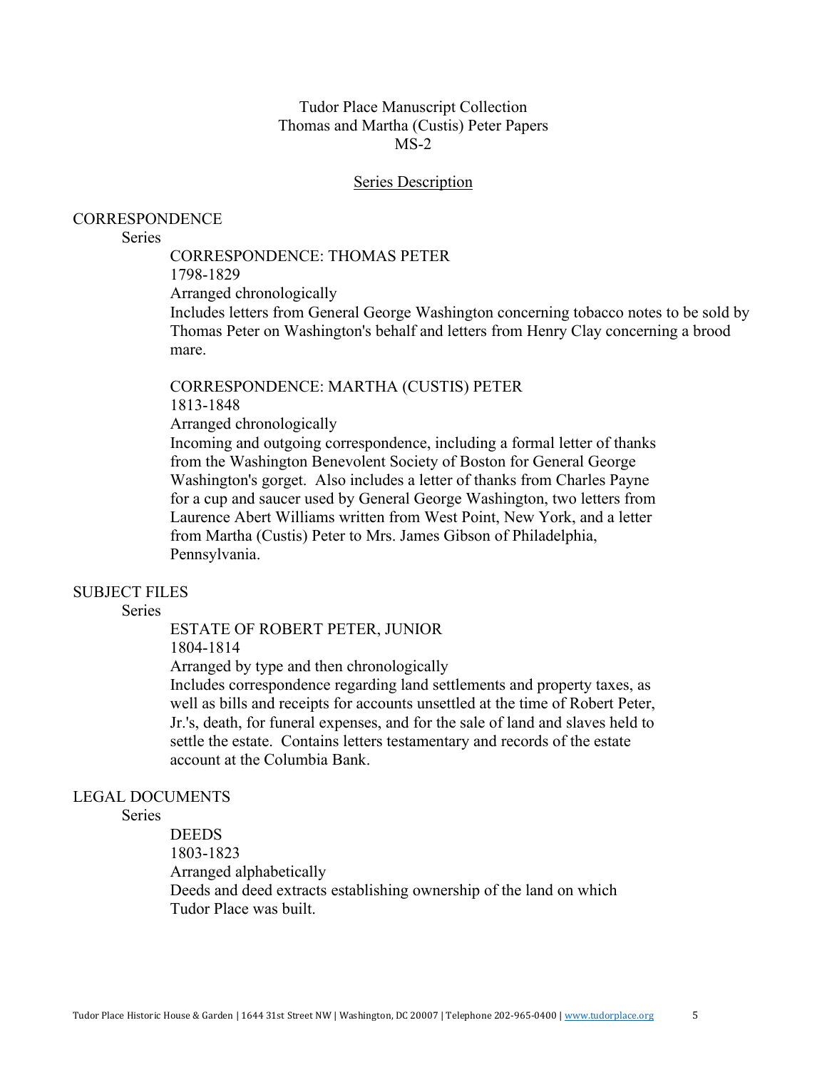Tudor Place Manuscript Collection
Thomas and Martha (Custis) Peter Papers
MS-2

## Series Description

### CORRESPONDENCE

Series

CORRESPONDENCE: THOMAS PETER
1798-1829
Arranged chronologically
Includes letters from General George Washington concerning tobacco notes to be sold by Thomas Peter on Washington's behalf and letters from Henry Clay concerning a brood mare.

CORRESPONDENCE: MARTHA (CUSTIS) PETER
1813-1848
Arranged chronologically
Incoming and outgoing correspondence, including a formal letter of thanks from the Washington Benevolent Society of Boston for General George Washington's gorget. Also includes a letter of thanks from Charles Payne for a cup and saucer used by General George Washington, two letters from Laurence Abert Williams written from West Point, New York, and a letter from Martha (Custis) Peter to Mrs. James Gibson of Philadelphia, Pennsylvania.

### SUBJECT FILES

Series

ESTATE OF ROBERT PETER, JUNIOR
1804-1814
Arranged by type and then chronologically
Includes correspondence regarding land settlements and property taxes, as well as bills and receipts for accounts unsettled at the time of Robert Peter, Jr.'s, death, for funeral expenses, and for the sale of land and slaves held to settle the estate. Contains letters testamentary and records of the estate account at the Columbia Bank.

### LEGAL DOCUMENTS

Series

DEEDS
1803-1823
Arranged alphabetically
Deeds and deed extracts establishing ownership of the land on which Tudor Place was built.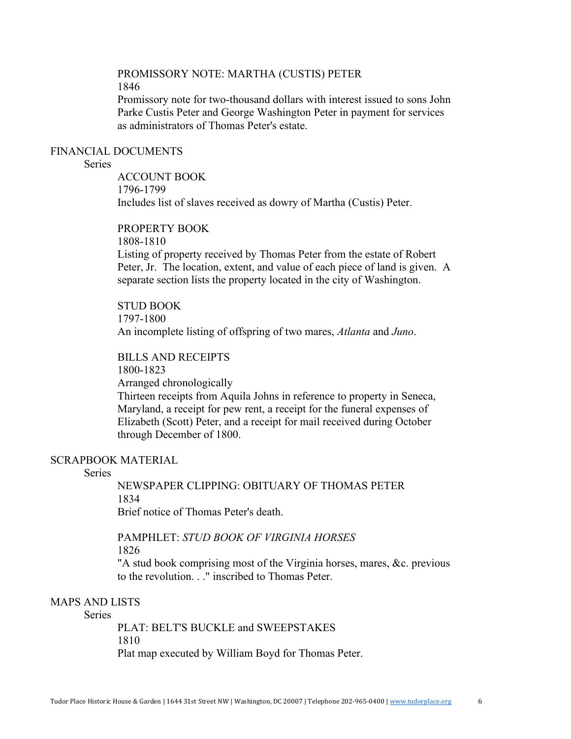PROMISSORY NOTE: MARTHA (CUSTIS) PETER
1846
Promissory note for two-thousand dollars with interest issued to sons John Parke Custis Peter and George Washington Peter in payment for services as administrators of Thomas Peter's estate.

## FINANCIAL DOCUMENTS

Series

ACCOUNT BOOK
1796-1799
Includes list of slaves received as dowry of Martha (Custis) Peter.

PROPERTY BOOK
1808-1810
Listing of property received by Thomas Peter from the estate of Robert Peter, Jr. The location, extent, and value of each piece of land is given. A separate section lists the property located in the city of Washington.

STUD BOOK
1797-1800
An incomplete listing of offspring of two mares, *Atlanta* and *Juno*.

BILLS AND RECEIPTS
1800-1823
Arranged chronologically
Thirteen receipts from Aquila Johns in reference to property in Seneca, Maryland, a receipt for pew rent, a receipt for the funeral expenses of Elizabeth (Scott) Peter, and a receipt for mail received during October through December of 1800.

## SCRAPBOOK MATERIAL

Series

NEWSPAPER CLIPPING: OBITUARY OF THOMAS PETER
1834
Brief notice of Thomas Peter's death.

PAMPHLET: *STUD BOOK OF VIRGINIA HORSES*
1826
"A stud book comprising most of the Virginia horses, mares, &c. previous to the revolution. . ." inscribed to Thomas Peter.

## MAPS AND LISTS

Series

PLAT: BELT'S BUCKLE and SWEEPSTAKES
1810
Plat map executed by William Boyd for Thomas Peter.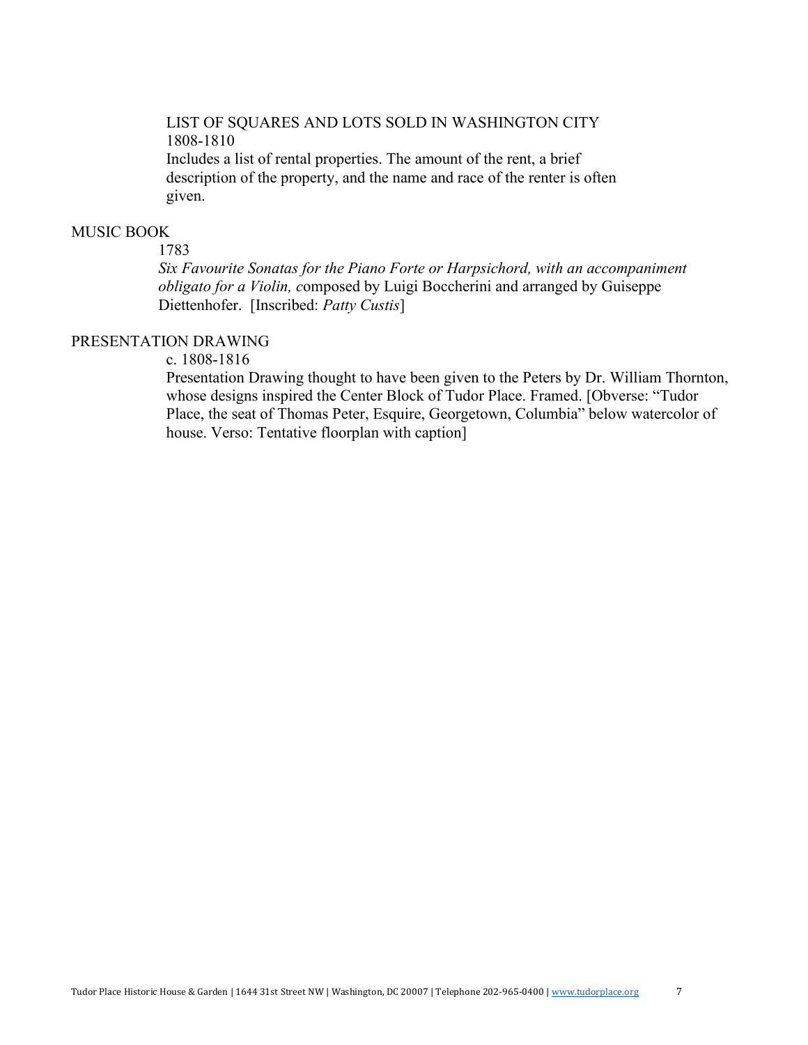LIST OF SQUARES AND LOTS SOLD IN WASHINGTON CITY
1808-1810
Includes a list of rental properties. The amount of the rent, a brief description of the property, and the name and race of the renter is often given.

MUSIC BOOK

1783

*Six Favourite Sonatas for the Piano Forte or Harpsichord, with an accompaniment obligato for a Violin, c*omposed by Luigi Boccherini and arranged by Guiseppe Diettenhofer. [Inscribed: *Patty Custis*]

PRESENTATION DRAWING

c. 1808-1816

Presentation Drawing thought to have been given to the Peters by Dr. William Thornton, whose designs inspired the Center Block of Tudor Place. Framed. [Obverse: "Tudor Place, the seat of Thomas Peter, Esquire, Georgetown, Columbia" below watercolor of house. Verso: Tentative floorplan with caption]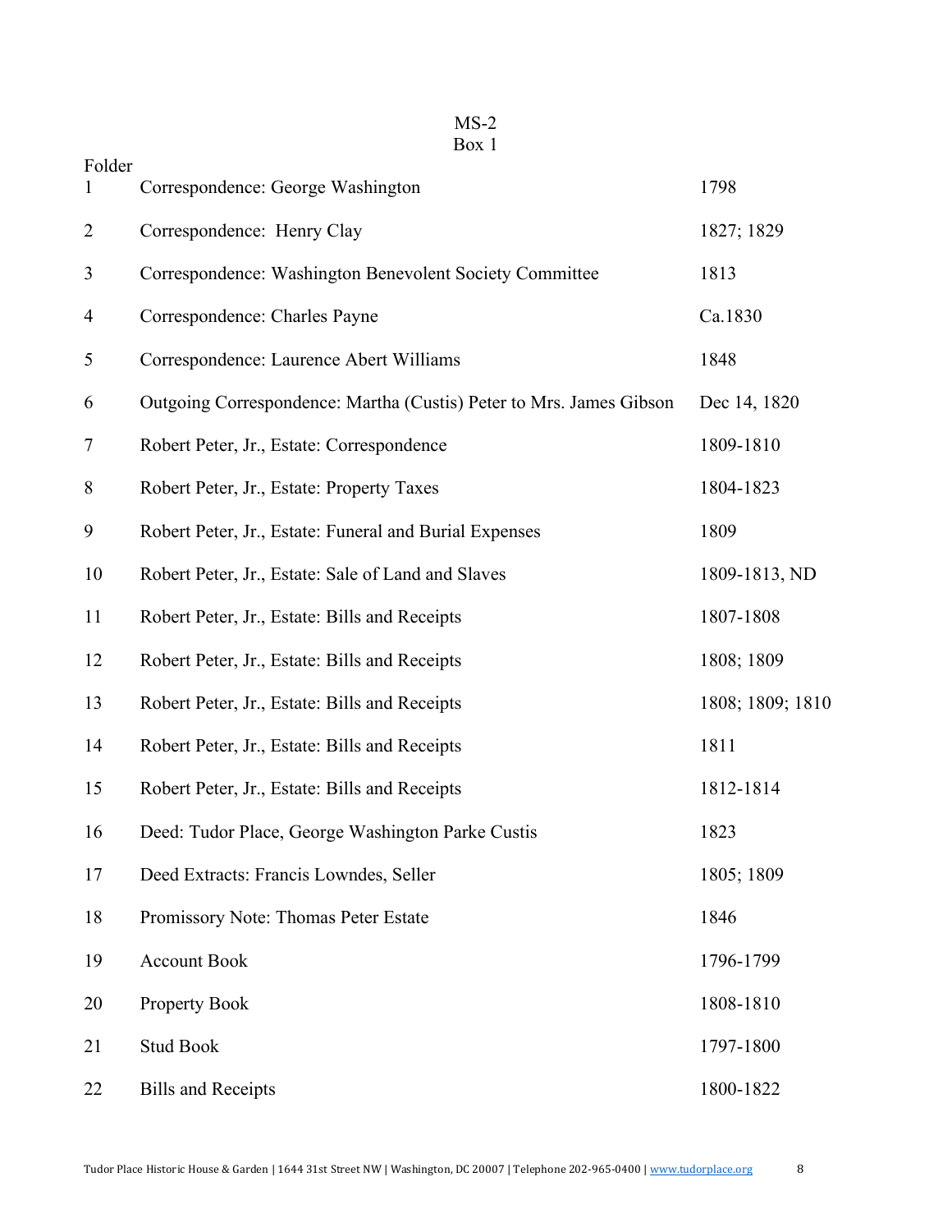MS-2

Box 1

| Folder | | |
|---|---|---|
| 1 | Correspondence: George Washington | 1798 |
| 2 | Correspondence: Henry Clay | 1827; 1829 |
| 3 | Correspondence: Washington Benevolent Society Committee | 1813 |
| 4 | Correspondence: Charles Payne | Ca.1830 |
| 5 | Correspondence: Laurence Abert Williams | 1848 |
| 6 | Outgoing Correspondence: Martha (Custis) Peter to Mrs. James Gibson | Dec 14, 1820 |
| 7 | Robert Peter, Jr., Estate: Correspondence | 1809-1810 |
| 8 | Robert Peter, Jr., Estate: Property Taxes | 1804-1823 |
| 9 | Robert Peter, Jr., Estate: Funeral and Burial Expenses | 1809 |
| 10 | Robert Peter, Jr., Estate: Sale of Land and Slaves | 1809-1813, ND |
| 11 | Robert Peter, Jr., Estate: Bills and Receipts | 1807-1808 |
| 12 | Robert Peter, Jr., Estate: Bills and Receipts | 1808; 1809 |
| 13 | Robert Peter, Jr., Estate: Bills and Receipts | 1808; 1809; 1810 |
| 14 | Robert Peter, Jr., Estate: Bills and Receipts | 1811 |
| 15 | Robert Peter, Jr., Estate: Bills and Receipts | 1812-1814 |
| 16 | Deed: Tudor Place, George Washington Parke Custis | 1823 |
| 17 | Deed Extracts: Francis Lowndes, Seller | 1805; 1809 |
| 18 | Promissory Note: Thomas Peter Estate | 1846 |
| 19 | Account Book | 1796-1799 |
| 20 | Property Book | 1808-1810 |
| 21 | Stud Book | 1797-1800 |
| 22 | Bills and Receipts | 1800-1822 |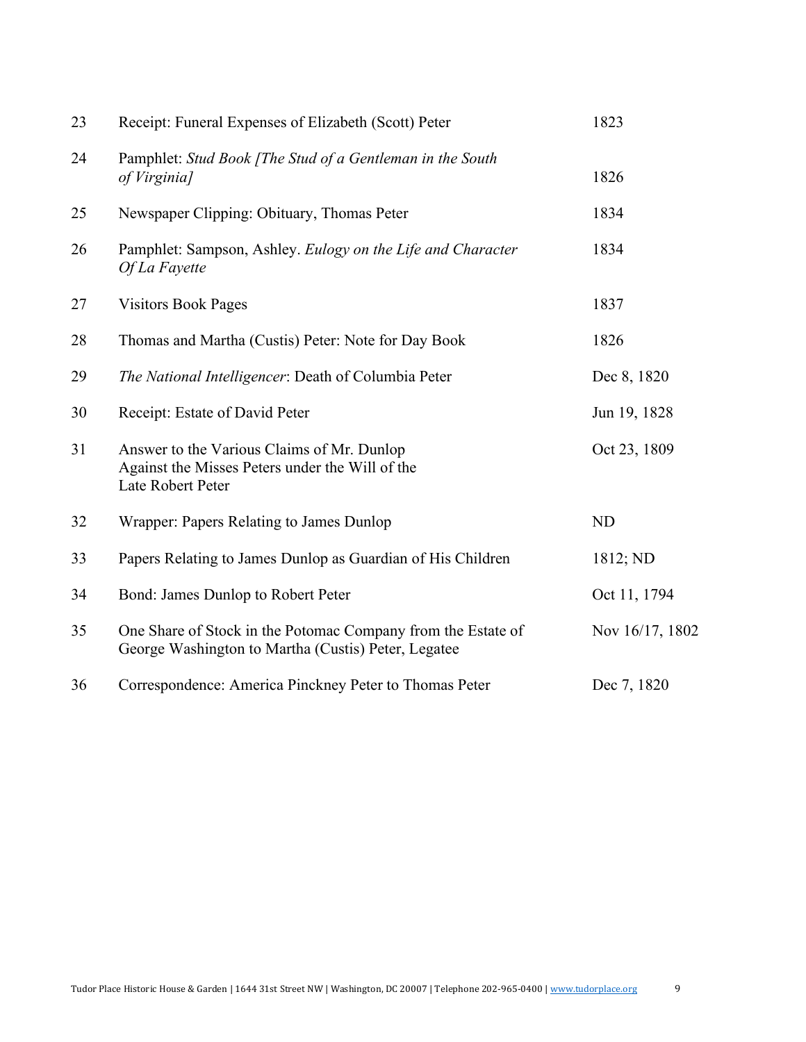| | | |
|---|---|---|
| 23 | Receipt: Funeral Expenses of Elizabeth (Scott) Peter | 1823 |
| 24 | Pamphlet: *Stud Book [The Stud of a Gentleman in the South of Virginia]* | 1826 |
| 25 | Newspaper Clipping: Obituary, Thomas Peter | 1834 |
| 26 | Pamphlet: Sampson, Ashley. *Eulogy on the Life and Character Of La Fayette* | 1834 |
| 27 | Visitors Book Pages | 1837 |
| 28 | Thomas and Martha (Custis) Peter: Note for Day Book | 1826 |
| 29 | *The National Intelligencer*: Death of Columbia Peter | Dec 8, 1820 |
| 30 | Receipt: Estate of David Peter | Jun 19, 1828 |
| 31 | Answer to the Various Claims of Mr. Dunlop Against the Misses Peters under the Will of the Late Robert Peter | Oct 23, 1809 |
| 32 | Wrapper: Papers Relating to James Dunlop | ND |
| 33 | Papers Relating to James Dunlop as Guardian of His Children | 1812; ND |
| 34 | Bond: James Dunlop to Robert Peter | Oct 11, 1794 |
| 35 | One Share of Stock in the Potomac Company from the Estate of George Washington to Martha (Custis) Peter, Legatee | Nov 16/17, 1802 |
| 36 | Correspondence: America Pinckney Peter to Thomas Peter | Dec 7, 1820 |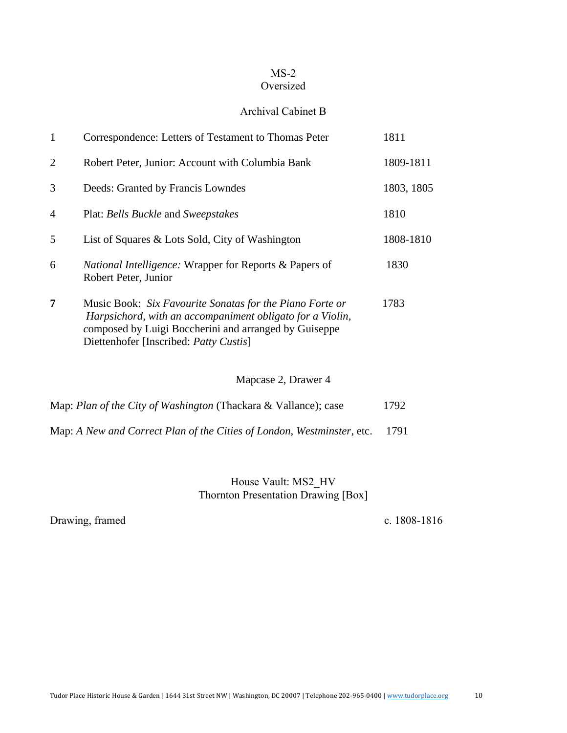MS-2
Oversized

Archival Cabinet B

| | | |
|---|---|---|
| 1 | Correspondence: Letters of Testament to Thomas Peter | 1811 |
| 2 | Robert Peter, Junior: Account with Columbia Bank | 1809-1811 |
| 3 | Deeds: Granted by Francis Lowndes | 1803, 1805 |
| 4 | Plat: *Bells Buckle* and *Sweepstakes* | 1810 |
| 5 | List of Squares & Lots Sold, City of Washington | 1808-1810 |
| 6 | *National Intelligence:* Wrapper for Reports & Papers of Robert Peter, Junior | 1830 |
| **7** | Music Book: *Six Favourite Sonatas for the Piano Forte or Harpsichord, with an accompaniment obligato for a Violin, c*omposed by Luigi Boccherini and arranged by Guiseppe Diettenhofer [Inscribed: *Patty Custis*] | 1783 |

Mapcase 2, Drawer 4

| | |
|---|---|
| Map: *Plan of the City of Washington* (Thackara & Vallance); case | 1792 |
| Map: *A New and Correct Plan of the Cities of London, Westminster*, etc. | 1791 |

House Vault: MS2_HV
Thornton Presentation Drawing [Box]

| | |
|---|---|
| Drawing, framed | c. 1808-1816 |